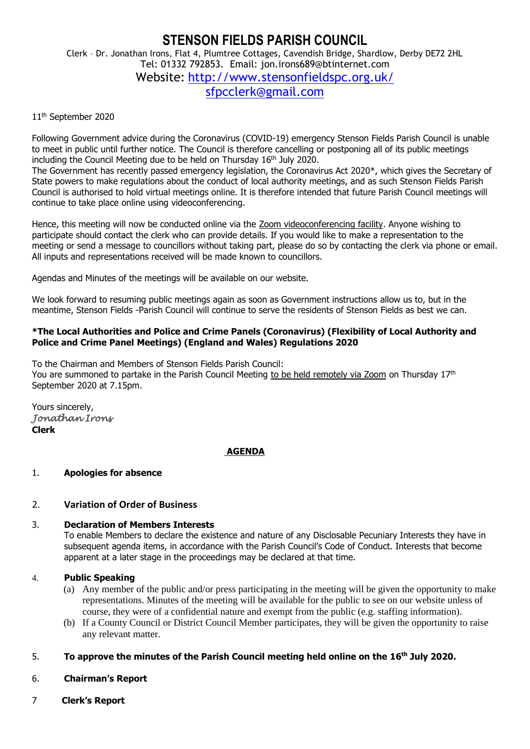# STENSON FIELDS PARISH COUNCIL

Clerk – Dr. Jonathan Irons, Flat 4, Plumtree Cottages, Cavendish Bridge, Shardlow, Derby DE72 2HL
Tel: 01332 792853. Email: jon.irons689@btinternet.com
Website: http://www.stensonfieldspc.org.uk/
sfpcclerk@gmail.com

11th September 2020

Following Government advice during the Coronavirus (COVID-19) emergency Stenson Fields Parish Council is unable to meet in public until further notice. The Council is therefore cancelling or postponing all of its public meetings including the Council Meeting due to be held on Thursday 16th July 2020.
The Government has recently passed emergency legislation, the Coronavirus Act 2020*, which gives the Secretary of State powers to make regulations about the conduct of local authority meetings, and as such Stenson Fields Parish Council is authorised to hold virtual meetings online. It is therefore intended that future Parish Council meetings will continue to take place online using videoconferencing.

Hence, this meeting will now be conducted online via the Zoom videoconferencing facility. Anyone wishing to participate should contact the clerk who can provide details. If you would like to make a representation to the meeting or send a message to councillors without taking part, please do so by contacting the clerk via phone or email. All inputs and representations received will be made known to councillors.

Agendas and Minutes of the meetings will be available on our website.

We look forward to resuming public meetings again as soon as Government instructions allow us to, but in the meantime, Stenson Fields -Parish Council will continue to serve the residents of Stenson Fields as best we can.

**\*The Local Authorities and Police and Crime Panels (Coronavirus) (Flexibility of Local Authority and Police and Crime Panel Meetings) (England and Wales) Regulations 2020**

To the Chairman and Members of Stenson Fields Parish Council:
You are summoned to partake in the Parish Council Meeting to be held remotely via Zoom on Thursday 17th September 2020 at 7.15pm.

Yours sincerely,
*Jonathan Irons*
**Clerk**

## AGENDA

1. **Apologies for absence**

2. **Variation of Order of Business**

3. **Declaration of Members Interests**
   To enable Members to declare the existence and nature of any Disclosable Pecuniary Interests they have in subsequent agenda items, in accordance with the Parish Council's Code of Conduct. Interests that become apparent at a later stage in the proceedings may be declared at that time.

4. **Public Speaking**
   (a) Any member of the public and/or press participating in the meeting will be given the opportunity to make representations. Minutes of the meeting will be available for the public to see on our website unless of course, they were of a confidential nature and exempt from the public (e.g. staffing information).
   (b) If a County Council or District Council Member participates, they will be given the opportunity to raise any relevant matter.

5. **To approve the minutes of the Parish Council meeting held online on the 16th July 2020.**

6. **Chairman's Report**

7. **Clerk's Report**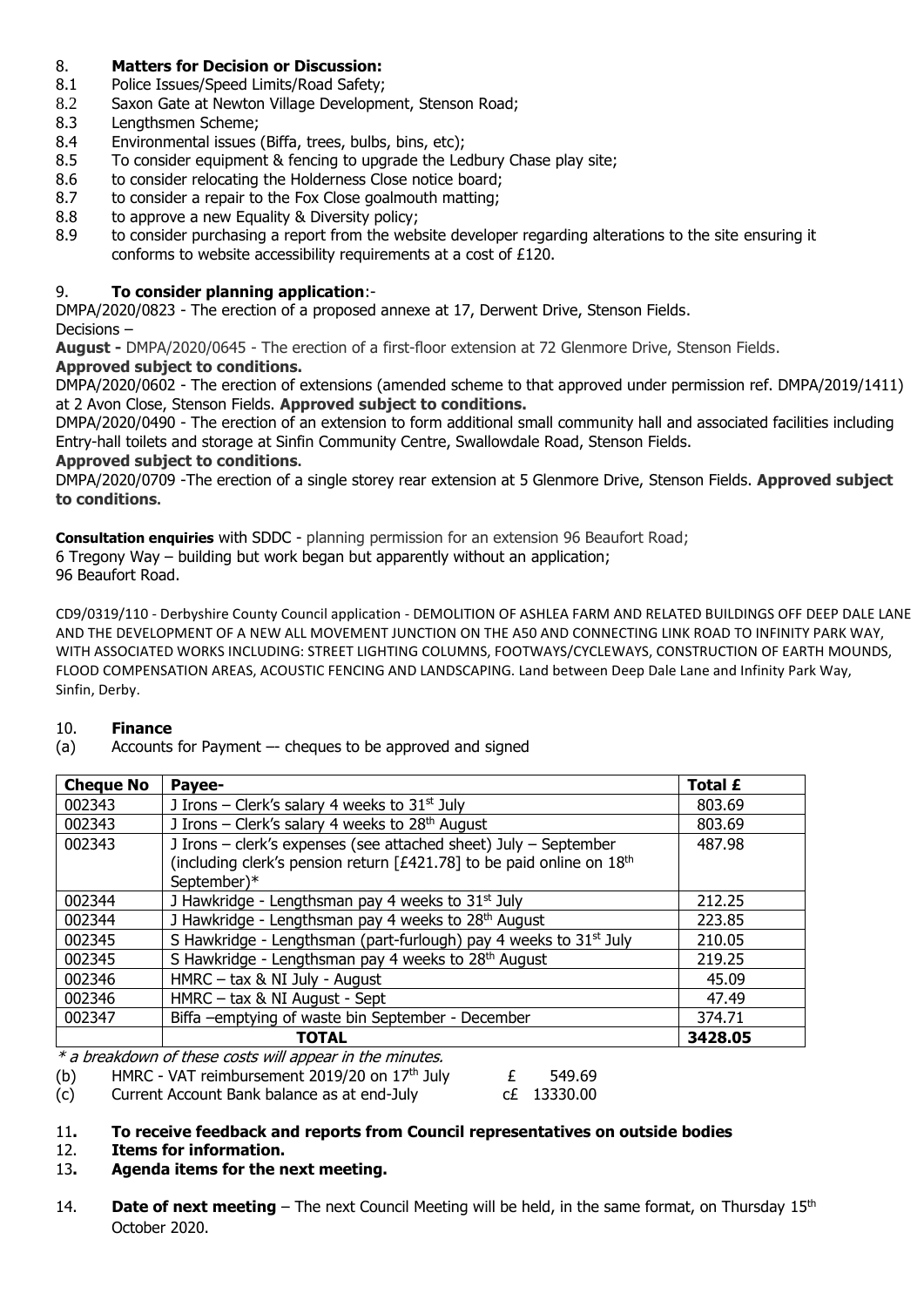8. **Matters for Decision or Discussion:**

8.1 Police Issues/Speed Limits/Road Safety;
8.2 Saxon Gate at Newton Village Development, Stenson Road;
8.3 Lengthsmen Scheme;
8.4 Environmental issues (Biffa, trees, bulbs, bins, etc);
8.5 To consider equipment & fencing to upgrade the Ledbury Chase play site;
8.6 to consider relocating the Holderness Close notice board;
8.7 to consider a repair to the Fox Close goalmouth matting;
8.8 to approve a new Equality & Diversity policy;
8.9 to consider purchasing a report from the website developer regarding alterations to the site ensuring it conforms to website accessibility requirements at a cost of £120.

9. **To consider planning application**:-

DMPA/2020/0823 - The erection of a proposed annexe at 17, Derwent Drive, Stenson Fields.

Decisions –

**August -** DMPA/2020/0645 - The erection of a first-floor extension at 72 Glenmore Drive, Stenson Fields.
**Approved subject to conditions.**

DMPA/2020/0602 - The erection of extensions (amended scheme to that approved under permission ref. DMPA/2019/1411) at 2 Avon Close, Stenson Fields. **Approved subject to conditions.**

DMPA/2020/0490 - The erection of an extension to form additional small community hall and associated facilities including Entry-hall toilets and storage at Sinfin Community Centre, Swallowdale Road, Stenson Fields.
**Approved subject to conditions.**

DMPA/2020/0709 -The erection of a single storey rear extension at 5 Glenmore Drive, Stenson Fields. **Approved subject to conditions.**

**Consultation enquiries** with SDDC - planning permission for an extension 96 Beaufort Road;
6 Tregony Way – building but work began but apparently without an application;
96 Beaufort Road.

CD9/0319/110 - Derbyshire County Council application - DEMOLITION OF ASHLEA FARM AND RELATED BUILDINGS OFF DEEP DALE LANE AND THE DEVELOPMENT OF A NEW ALL MOVEMENT JUNCTION ON THE A50 AND CONNECTING LINK ROAD TO INFINITY PARK WAY, WITH ASSOCIATED WORKS INCLUDING: STREET LIGHTING COLUMNS, FOOTWAYS/CYCLEWAYS, CONSTRUCTION OF EARTH MOUNDS, FLOOD COMPENSATION AREAS, ACOUSTIC FENCING AND LANDSCAPING. Land between Deep Dale Lane and Infinity Park Way, Sinfin, Derby.

10. **Finance**

(a) Accounts for Payment –- cheques to be approved and signed

| Cheque No | Payee- | Total £ |
|---|---|---|
| 002343 | J Irons – Clerk's salary 4 weeks to 31st July | 803.69 |
| 002343 | J Irons – Clerk's salary 4 weeks to 28th August | 803.69 |
| 002343 | J Irons – clerk's expenses (see attached sheet) July – September (including clerk's pension return [£421.78] to be paid online on 18th September)* | 487.98 |
| 002344 | J Hawkridge - Lengthsman pay 4 weeks to 31st July | 212.25 |
| 002344 | J Hawkridge - Lengthsman pay 4 weeks to 28th August | 223.85 |
| 002345 | S Hawkridge - Lengthsman (part-furlough) pay 4 weeks to 31st July | 210.05 |
| 002345 | S Hawkridge - Lengthsman pay 4 weeks to 28th August | 219.25 |
| 002346 | HMRC – tax & NI July - August | 45.09 |
| 002346 | HMRC – tax & NI August - Sept | 47.49 |
| 002347 | Biffa –emptying of waste bin September - December | 374.71 |
| | **TOTAL** | **3428.05** |

*\* a breakdown of these costs will appear in the minutes.*

(b) HMRC - VAT reimbursement 2019/20 on 17th July £ 549.69

(c) Current Account Bank balance as at end-July c£ 13330.00

11. **To receive feedback and reports from Council representatives on outside bodies**

12. **Items for information.**

13. **Agenda items for the next meeting.**

14. **Date of next meeting** – The next Council Meeting will be held, in the same format, on Thursday 15th October 2020.